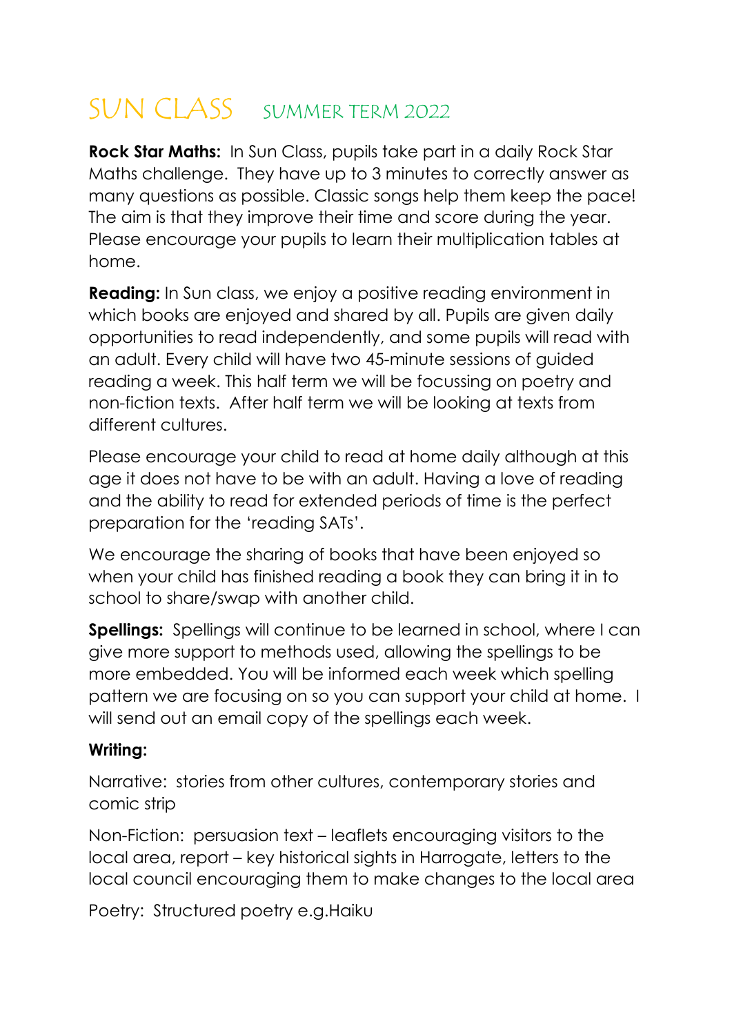# SUN CLASS SUMMER TERM 2022

**Rock Star Maths:** In Sun Class, pupils take part in a daily Rock Star Maths challenge. They have up to 3 minutes to correctly answer as many questions as possible. Classic songs help them keep the pace! The aim is that they improve their time and score during the year. Please encourage your pupils to learn their multiplication tables at home.

**Reading:** In Sun class, we enjoy a positive reading environment in which books are enjoyed and shared by all. Pupils are given daily opportunities to read independently, and some pupils will read with an adult. Every child will have two 45-minute sessions of guided reading a week. This half term we will be focussing on poetry and non-fiction texts. After half term we will be looking at texts from different cultures.

Please encourage your child to read at home daily although at this age it does not have to be with an adult. Having a love of reading and the ability to read for extended periods of time is the perfect preparation for the 'reading SATs'.

We encourage the sharing of books that have been enjoyed so when your child has finished reading a book they can bring it in to school to share/swap with another child.

**Spellings:** Spellings will continue to be learned in school, where I can give more support to methods used, allowing the spellings to be more embedded. You will be informed each week which spelling pattern we are focusing on so you can support your child at home. I will send out an email copy of the spellings each week.

**Writing:**

Narrative: stories from other cultures, contemporary stories and comic strip

Non-Fiction: persuasion text – leaflets encouraging visitors to the local area, report – key historical sights in Harrogate, letters to the local council encouraging them to make changes to the local area

Poetry: Structured poetry e.g.Haiku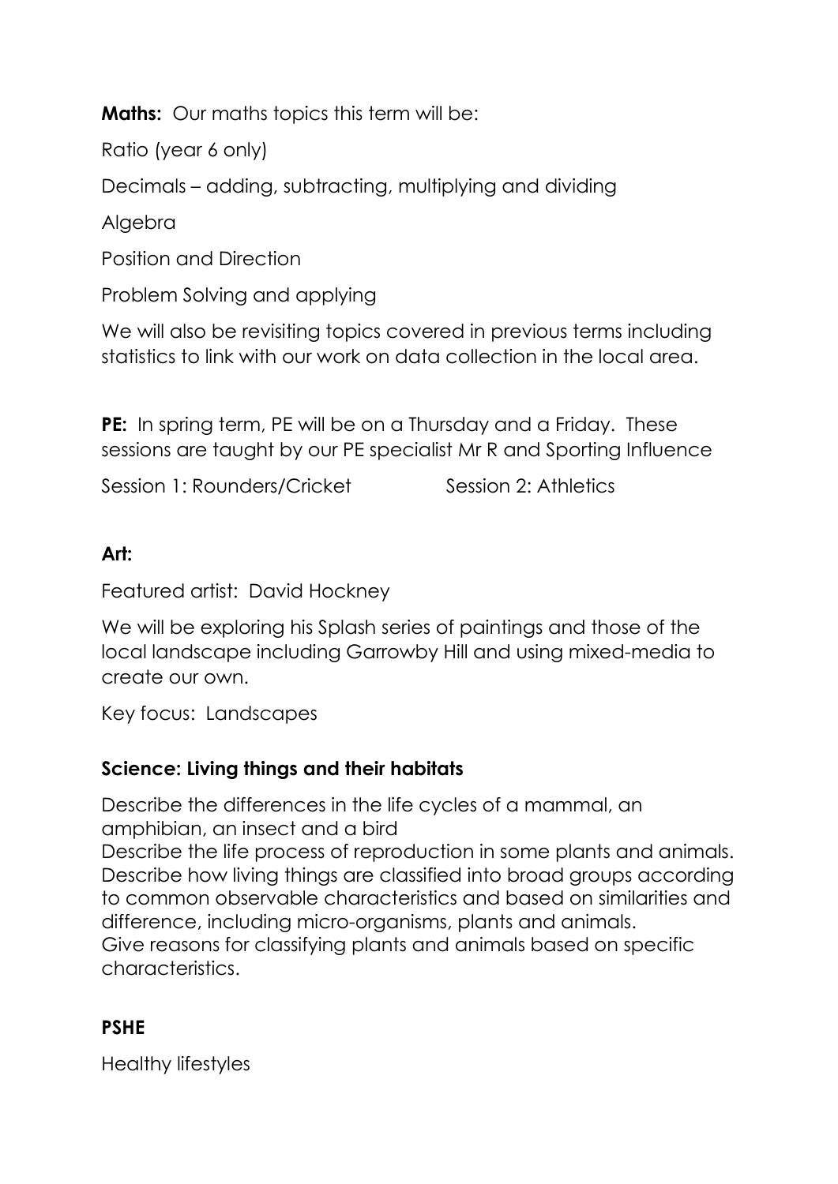**Maths:** Our maths topics this term will be:

Ratio (year 6 only)

Decimals – adding, subtracting, multiplying and dividing

Algebra

Position and Direction

Problem Solving and applying

We will also be revisiting topics covered in previous terms including statistics to link with our work on data collection in the local area.

**PE:** In spring term, PE will be on a Thursday and a Friday. These sessions are taught by our PE specialist Mr R and Sporting Influence

Session 1: Rounders/Cricket     Session 2: Athletics

**Art:**

Featured artist: David Hockney

We will be exploring his Splash series of paintings and those of the local landscape including Garrowby Hill and using mixed-media to create our own.

Key focus: Landscapes

**Science: Living things and their habitats**

Describe the differences in the life cycles of a mammal, an amphibian, an insect and a bird
Describe the life process of reproduction in some plants and animals.
Describe how living things are classified into broad groups according to common observable characteristics and based on similarities and difference, including micro-organisms, plants and animals.
Give reasons for classifying plants and animals based on specific characteristics.

**PSHE**

Healthy lifestyles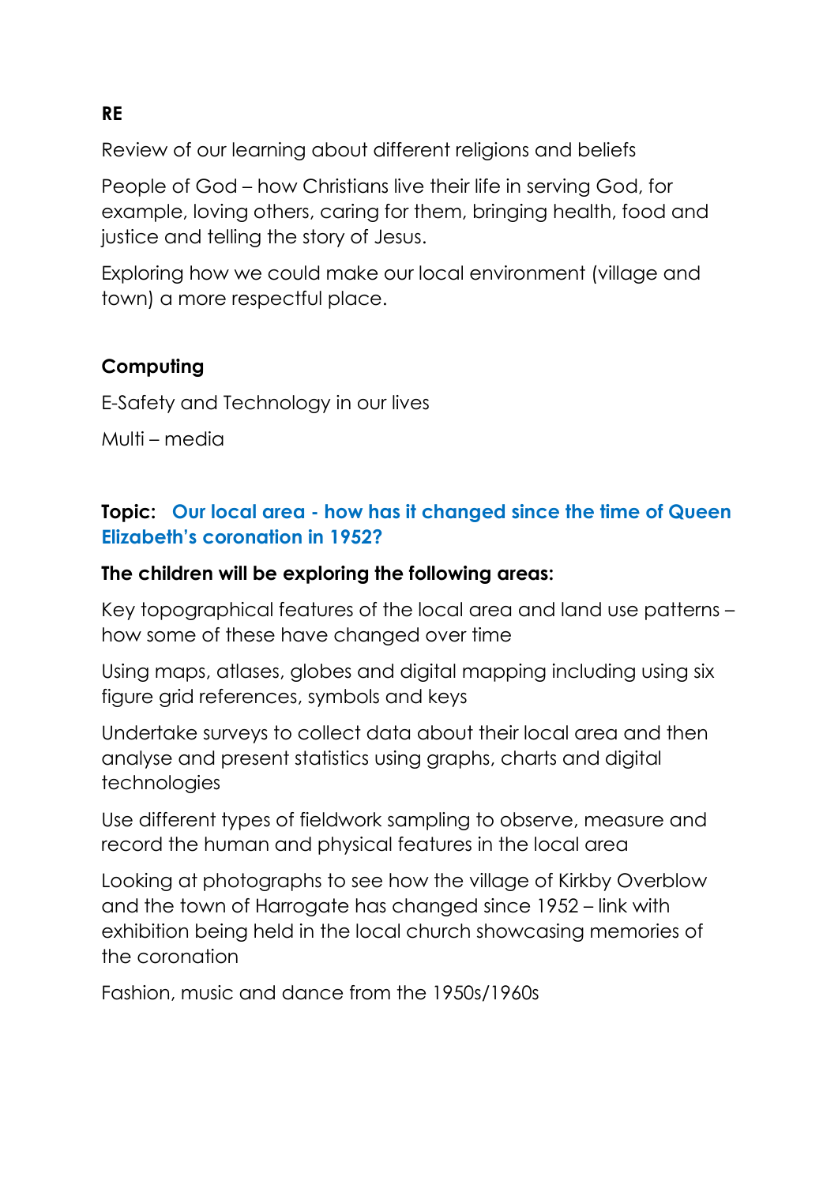**RE**

Review of our learning about different religions and beliefs

People of God – how Christians live their life in serving God, for example, loving others, caring for them, bringing health, food and justice and telling the story of Jesus.

Exploring how we could make our local environment (village and town) a more respectful place.

**Computing**

E-Safety and Technology in our lives

Multi – media

**Topic:** **Our local area - how has it changed since the time of Queen Elizabeth's coronation in 1952?**

**The children will be exploring the following areas:**

Key topographical features of the local area and land use patterns – how some of these have changed over time

Using maps, atlases, globes and digital mapping including using six figure grid references, symbols and keys

Undertake surveys to collect data about their local area and then analyse and present statistics using graphs, charts and digital technologies

Use different types of fieldwork sampling to observe, measure and record the human and physical features in the local area

Looking at photographs to see how the village of Kirkby Overblow and the town of Harrogate has changed since 1952 – link with exhibition being held in the local church showcasing memories of the coronation

Fashion, music and dance from the 1950s/1960s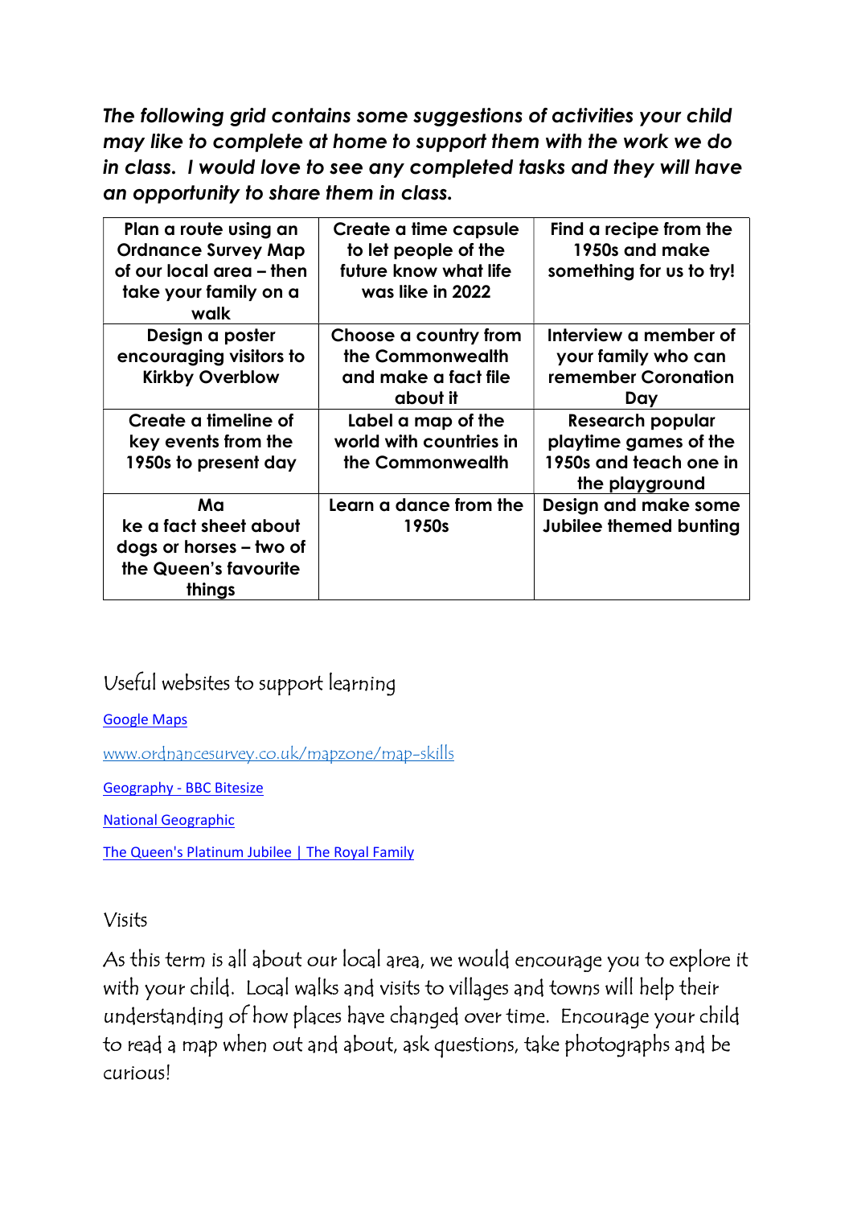***The following grid contains some suggestions of activities your child may like to complete at home to support them with the work we do in class. I would love to see any completed tasks and they will have an opportunity to share them in class.***

| | | |
|---|---|---|
| **Plan a route using an Ordnance Survey Map of our local area – then take your family on a walk** | **Create a time capsule to let people of the future know what life was like in 2022** | **Find a recipe from the 1950s and make something for us to try!** |
| **Design a poster encouraging visitors to Kirkby Overblow** | **Choose a country from the Commonwealth and make a fact file about it** | **Interview a member of your family who can remember Coronation Day** |
| **Create a timeline of key events from the 1950s to present day** | **Label a map of the world with countries in the Commonwealth** | **Research popular playtime games of the 1950s and teach one in the playground** |
| **Ma ke a fact sheet about dogs or horses – two of the Queen's favourite things** | **Learn a dance from the 1950s** | **Design and make some Jubilee themed bunting** |

## Useful websites to support learning

[Google Maps](Google Maps)

[www.ordnancesurvey.co.uk/mapzone/map-skills](www.ordnancesurvey.co.uk/mapzone/map-skills)

[Geography - BBC Bitesize](Geography - BBC Bitesize)

[National Geographic](National Geographic)

[The Queen's Platinum Jubilee | The Royal Family](The Queen's Platinum Jubilee | The Royal Family)

## Visits

As this term is all about our local area, we would encourage you to explore it with your child. Local walks and visits to villages and towns will help their understanding of how places have changed over time. Encourage your child to read a map when out and about, ask questions, take photographs and be curious!